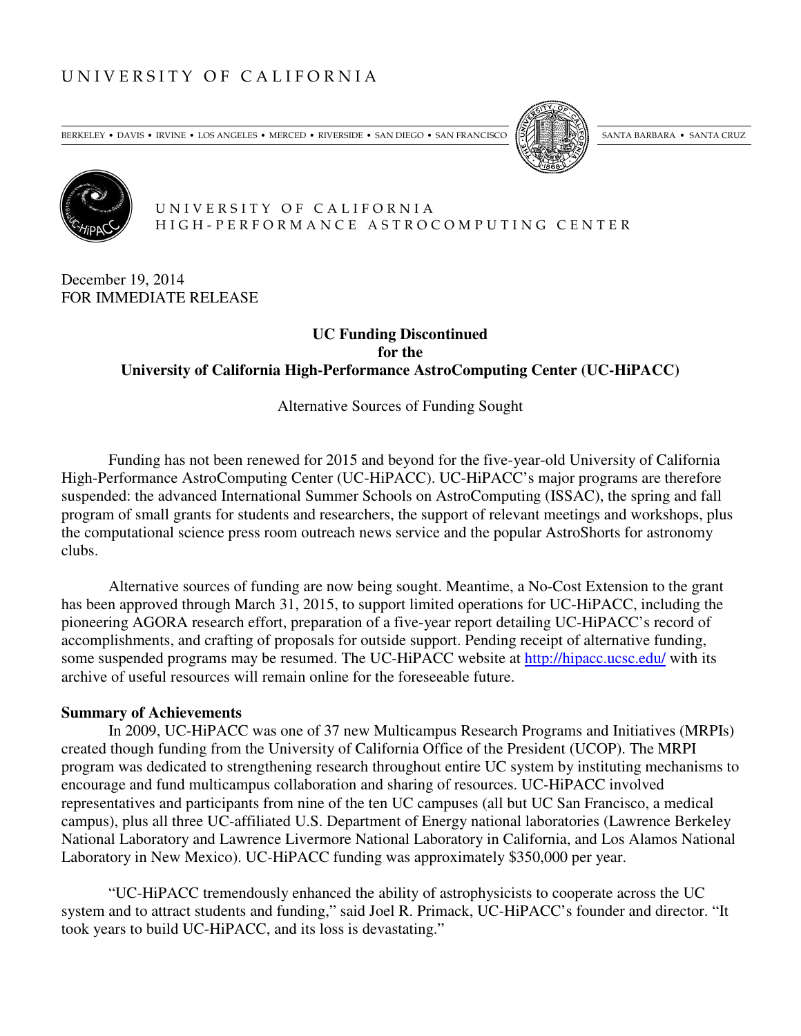UNIVERSITY OF CALIFORNIA

BERKELEY • DAVIS • IRVINE • LOS ANGELES • MERCED • RIVERSIDE • SAN DIEGO • SAN FRANCISCO     SANTA BARBARA • SANTA CRUZ

UNIVERSITY OF CALIFORNIA
HIGH-PERFORMANCE ASTROCOMPUTING CENTER

December 19, 2014
FOR IMMEDIATE RELEASE

**UC Funding Discontinued**
**for the**
**University of California High-Performance AstroComputing Center (UC-HiPACC)**

Alternative Sources of Funding Sought

Funding has not been renewed for 2015 and beyond for the five-year-old University of California High-Performance AstroComputing Center (UC-HiPACC). UC-HiPACC's major programs are therefore suspended: the advanced International Summer Schools on AstroComputing (ISSAC), the spring and fall program of small grants for students and researchers, the support of relevant meetings and workshops, plus the computational science press room outreach news service and the popular AstroShorts for astronomy clubs.

Alternative sources of funding are now being sought. Meantime, a No-Cost Extension to the grant has been approved through March 31, 2015, to support limited operations for UC-HiPACC, including the pioneering AGORA research effort, preparation of a five-year report detailing UC-HiPACC's record of accomplishments, and crafting of proposals for outside support. Pending receipt of alternative funding, some suspended programs may be resumed. The UC-HiPACC website at http://hipacc.ucsc.edu/ with its archive of useful resources will remain online for the foreseeable future.

**Summary of Achievements**

In 2009, UC-HiPACC was one of 37 new Multicampus Research Programs and Initiatives (MRPIs) created though funding from the University of California Office of the President (UCOP). The MRPI program was dedicated to strengthening research throughout entire UC system by instituting mechanisms to encourage and fund multicampus collaboration and sharing of resources. UC-HiPACC involved representatives and participants from nine of the ten UC campuses (all but UC San Francisco, a medical campus), plus all three UC-affiliated U.S. Department of Energy national laboratories (Lawrence Berkeley National Laboratory and Lawrence Livermore National Laboratory in California, and Los Alamos National Laboratory in New Mexico). UC-HiPACC funding was approximately $350,000 per year.

"UC-HiPACC tremendously enhanced the ability of astrophysicists to cooperate across the UC system and to attract students and funding," said Joel R. Primack, UC-HiPACC's founder and director. "It took years to build UC-HiPACC, and its loss is devastating."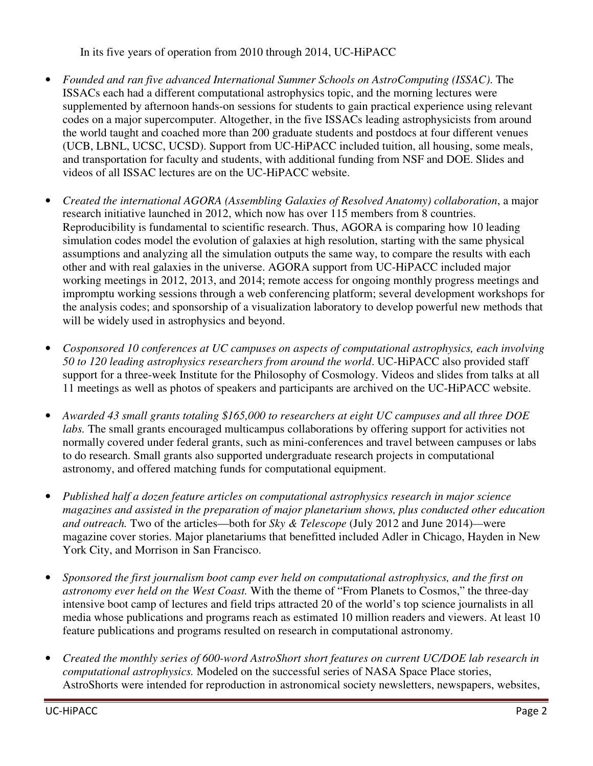In its five years of operation from 2010 through 2014, UC-HiPACC

- *Founded and ran five advanced International Summer Schools on AstroComputing (ISSAC).* The ISSACs each had a different computational astrophysics topic, and the morning lectures were supplemented by afternoon hands-on sessions for students to gain practical experience using relevant codes on a major supercomputer. Altogether, in the five ISSACs leading astrophysicists from around the world taught and coached more than 200 graduate students and postdocs at four different venues (UCB, LBNL, UCSC, UCSD). Support from UC-HiPACC included tuition, all housing, some meals, and transportation for faculty and students, with additional funding from NSF and DOE. Slides and videos of all ISSAC lectures are on the UC-HiPACC website.

- *Created the international AGORA (Assembling Galaxies of Resolved Anatomy) collaboration*, a major research initiative launched in 2012, which now has over 115 members from 8 countries. Reproducibility is fundamental to scientific research. Thus, AGORA is comparing how 10 leading simulation codes model the evolution of galaxies at high resolution, starting with the same physical assumptions and analyzing all the simulation outputs the same way, to compare the results with each other and with real galaxies in the universe. AGORA support from UC-HiPACC included major working meetings in 2012, 2013, and 2014; remote access for ongoing monthly progress meetings and impromptu working sessions through a web conferencing platform; several development workshops for the analysis codes; and sponsorship of a visualization laboratory to develop powerful new methods that will be widely used in astrophysics and beyond.

- *Cosponsored 10 conferences at UC campuses on aspects of computational astrophysics, each involving 50 to 120 leading astrophysics researchers from around the world.* UC-HiPACC also provided staff support for a three-week Institute for the Philosophy of Cosmology. Videos and slides from talks at all 11 meetings as well as photos of speakers and participants are archived on the UC-HiPACC website.

- *Awarded 43 small grants totaling $165,000 to researchers at eight UC campuses and all three DOE labs.* The small grants encouraged multicampus collaborations by offering support for activities not normally covered under federal grants, such as mini-conferences and travel between campuses or labs to do research. Small grants also supported undergraduate research projects in computational astronomy, and offered matching funds for computational equipment.

- *Published half a dozen feature articles on computational astrophysics research in major science magazines and assisted in the preparation of major planetarium shows, plus conducted other education and outreach.* Two of the articles—both for *Sky & Telescope* (July 2012 and June 2014)—were magazine cover stories. Major planetariums that benefitted included Adler in Chicago, Hayden in New York City, and Morrison in San Francisco.

- *Sponsored the first journalism boot camp ever held on computational astrophysics, and the first on astronomy ever held on the West Coast.* With the theme of "From Planets to Cosmos," the three-day intensive boot camp of lectures and field trips attracted 20 of the world's top science journalists in all media whose publications and programs reach as estimated 10 million readers and viewers. At least 10 feature publications and programs resulted on research in computational astronomy.

- *Created the monthly series of 600-word AstroShort short features on current UC/DOE lab research in computational astrophysics.* Modeled on the successful series of NASA Space Place stories, AstroShorts were intended for reproduction in astronomical society newsletters, newspapers, websites,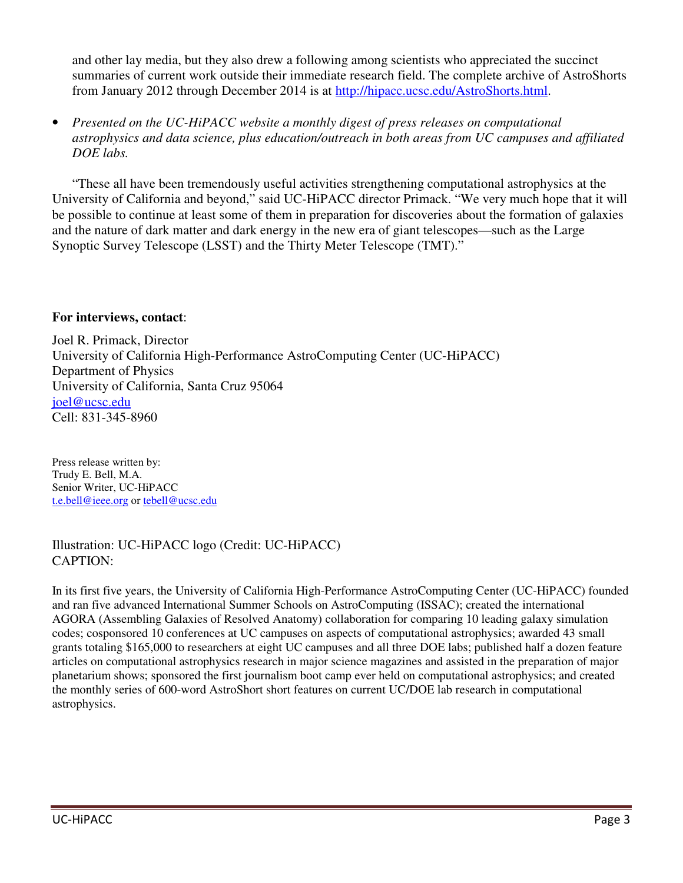and other lay media, but they also drew a following among scientists who appreciated the succinct summaries of current work outside their immediate research field. The complete archive of AstroShorts from January 2012 through December 2014 is at http://hipacc.ucsc.edu/AstroShorts.html.

- *Presented on the UC-HiPACC website a monthly digest of press releases on computational astrophysics and data science, plus education/outreach in both areas from UC campuses and affiliated DOE labs.*

"These all have been tremendously useful activities strengthening computational astrophysics at the University of California and beyond," said UC-HiPACC director Primack. "We very much hope that it will be possible to continue at least some of them in preparation for discoveries about the formation of galaxies and the nature of dark matter and dark energy in the new era of giant telescopes—such as the Large Synoptic Survey Telescope (LSST) and the Thirty Meter Telescope (TMT)."

**For interviews, contact**:

Joel R. Primack, Director
University of California High-Performance AstroComputing Center (UC-HiPACC)
Department of Physics
University of California, Santa Cruz 95064
joel@ucsc.edu
Cell: 831-345-8960

Press release written by:
Trudy E. Bell, M.A.
Senior Writer, UC-HiPACC
t.e.bell@ieee.org or tebell@ucsc.edu

Illustration: UC-HiPACC logo (Credit: UC-HiPACC)
CAPTION:

In its first five years, the University of California High-Performance AstroComputing Center (UC-HiPACC) founded and ran five advanced International Summer Schools on AstroComputing (ISSAC); created the international AGORA (Assembling Galaxies of Resolved Anatomy) collaboration for comparing 10 leading galaxy simulation codes; cosponsored 10 conferences at UC campuses on aspects of computational astrophysics; awarded 43 small grants totaling $165,000 to researchers at eight UC campuses and all three DOE labs; published half a dozen feature articles on computational astrophysics research in major science magazines and assisted in the preparation of major planetarium shows; sponsored the first journalism boot camp ever held on computational astrophysics; and created the monthly series of 600-word AstroShort short features on current UC/DOE lab research in computational astrophysics.